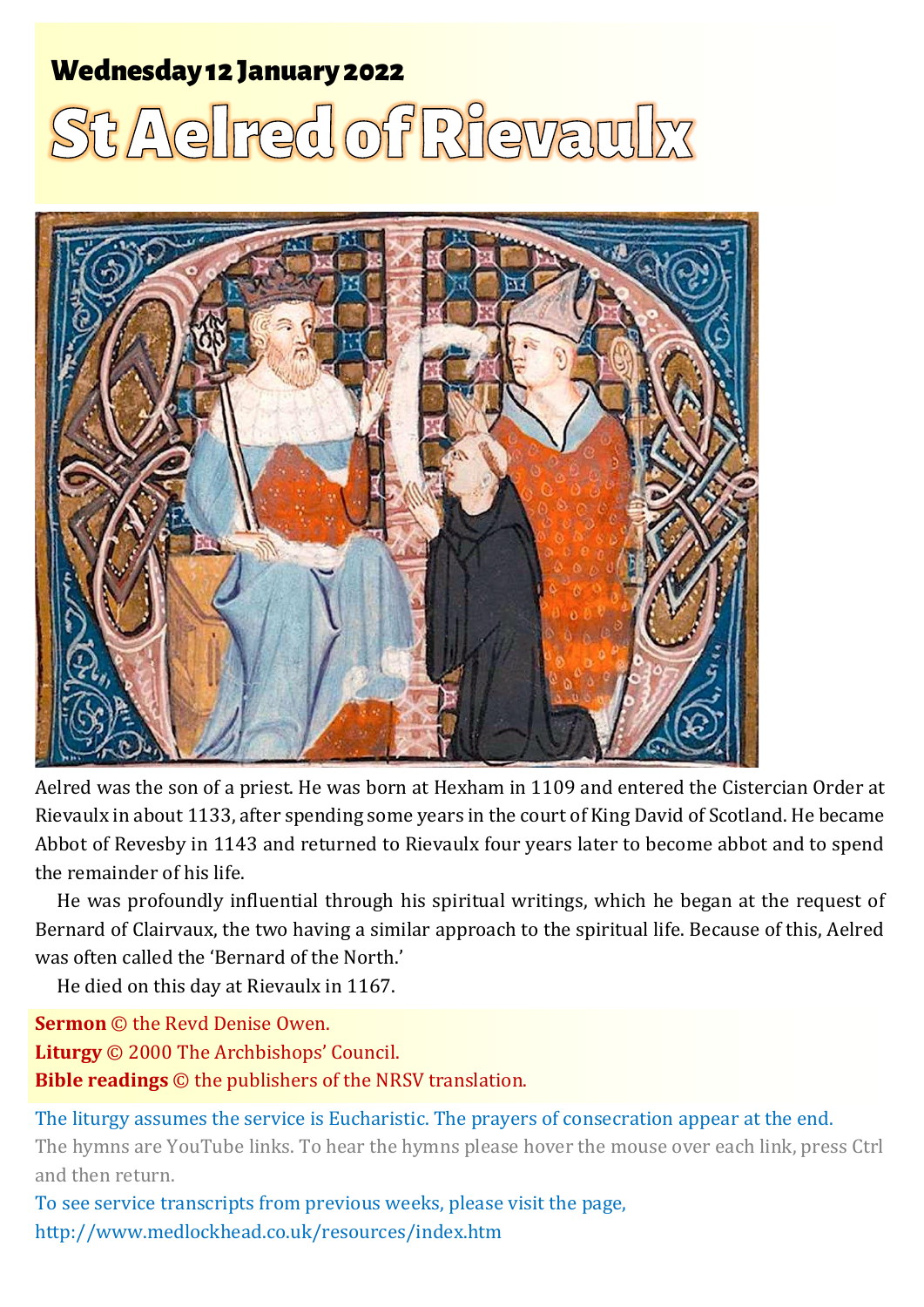**Wednesday 12 January 2022**

# St Aelred of Rievaulx

Aelred was the son of a priest. He was born at Hexham in 1109 and entered the Cistercian Order at Rievaulx in about 1133, after spending some years in the court of King David of Scotland. He became Abbot of Revesby in 1143 and returned to Rievaulx four years later to become abbot and to spend the remainder of his life.

He was profoundly influential through his spiritual writings, which he began at the request of Bernard of Clairvaux, the two having a similar approach to the spiritual life. Because of this, Aelred was often called the 'Bernard of the North.'

He died on this day at Rievaulx in 1167.

**Sermon** © the Revd Denise Owen.
**Liturgy** © 2000 The Archbishops' Council.
**Bible readings** © the publishers of the NRSV translation.

The liturgy assumes the service is Eucharistic. The prayers of consecration appear at the end.

The hymns are YouTube links. To hear the hymns please hover the mouse over each link, press Ctrl and then return.

To see service transcripts from previous weeks, please visit the page,
http://www.medlockhead.co.uk/resources/index.htm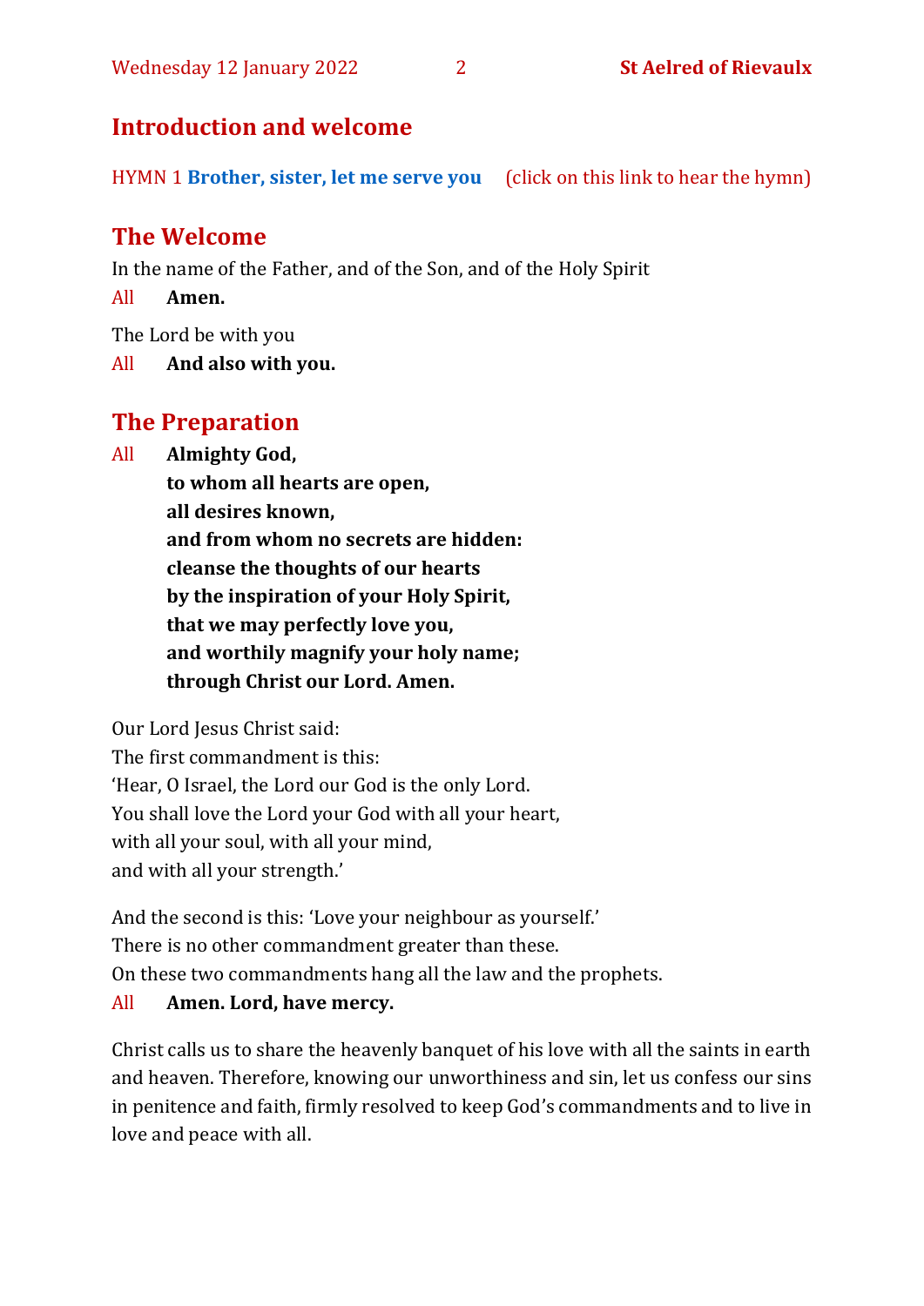## Introduction and welcome

HYMN 1 **Brother, sister, let me serve you** (click on this link to hear the hymn)

## The Welcome

In the name of the Father, and of the Son, and of the Holy Spirit

All **Amen.**

The Lord be with you

All **And also with you.**

## The Preparation

All **Almighty God,**
**to whom all hearts are open,**
**all desires known,**
**and from whom no secrets are hidden:**
**cleanse the thoughts of our hearts**
**by the inspiration of your Holy Spirit,**
**that we may perfectly love you,**
**and worthily magnify your holy name;**
**through Christ our Lord. Amen.**

Our Lord Jesus Christ said:
The first commandment is this:
'Hear, O Israel, the Lord our God is the only Lord.
You shall love the Lord your God with all your heart,
with all your soul, with all your mind,
and with all your strength.'

And the second is this: 'Love your neighbour as yourself.'
There is no other commandment greater than these.
On these two commandments hang all the law and the prophets.

All **Amen. Lord, have mercy.**

Christ calls us to share the heavenly banquet of his love with all the saints in earth and heaven. Therefore, knowing our unworthiness and sin, let us confess our sins in penitence and faith, firmly resolved to keep God's commandments and to live in love and peace with all.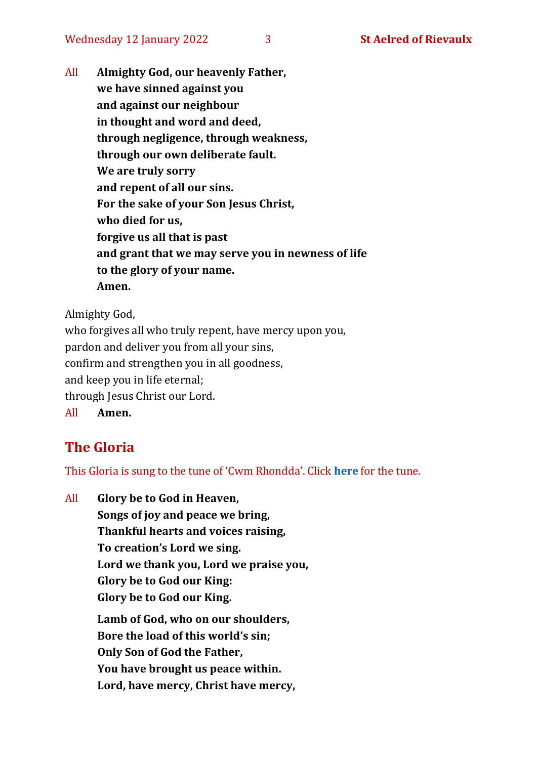All **Almighty God, our heavenly Father,**
**we have sinned against you**
**and against our neighbour**
**in thought and word and deed,**
**through negligence, through weakness,**
**through our own deliberate fault.**
**We are truly sorry**
**and repent of all our sins.**
**For the sake of your Son Jesus Christ,**
**who died for us,**
**forgive us all that is past**
**and grant that we may serve you in newness of life**
**to the glory of your name.**
**Amen.**

Almighty God,
who forgives all who truly repent, have mercy upon you,
pardon and deliver you from all your sins,
confirm and strengthen you in all goodness,
and keep you in life eternal;
through Jesus Christ our Lord.
All **Amen.**

## The Gloria

This Gloria is sung to the tune of 'Cwm Rhondda'. Click **here** for the tune.

All **Glory be to God in Heaven,**
**Songs of joy and peace we bring,**
**Thankful hearts and voices raising,**
**To creation's Lord we sing.**
**Lord we thank you, Lord we praise you,**
**Glory be to God our King:**
**Glory be to God our King.**

**Lamb of God, who on our shoulders,**
**Bore the load of this world's sin;**
**Only Son of God the Father,**
**You have brought us peace within.**
**Lord, have mercy, Christ have mercy,**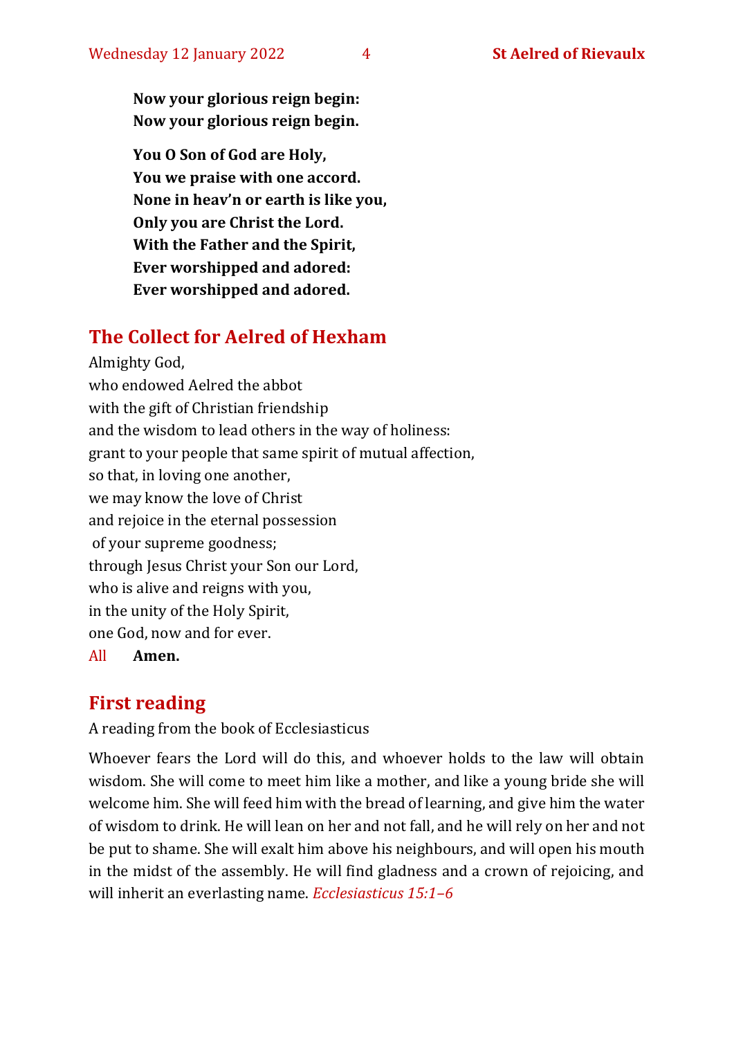**Now your glorious reign begin:**  
**Now your glorious reign begin.**

**You O Son of God are Holy,**  
**You we praise with one accord.**  
**None in heav'n or earth is like you,**  
**Only you are Christ the Lord.**  
**With the Father and the Spirit,**  
**Ever worshipped and adored:**  
**Ever worshipped and adored.**

## The Collect for Aelred of Hexham

Almighty God,  
who endowed Aelred the abbot  
with the gift of Christian friendship  
and the wisdom to lead others in the way of holiness:  
grant to your people that same spirit of mutual affection,  
so that, in loving one another,  
we may know the love of Christ  
and rejoice in the eternal possession  
of your supreme goodness;  
through Jesus Christ your Son our Lord,  
who is alive and reigns with you,  
in the unity of the Holy Spirit,  
one God, now and for ever.

All **Amen.**

## First reading

A reading from the book of Ecclesiasticus

Whoever fears the Lord will do this, and whoever holds to the law will obtain wisdom. She will come to meet him like a mother, and like a young bride she will welcome him. She will feed him with the bread of learning, and give him the water of wisdom to drink. He will lean on her and not fall, and he will rely on her and not be put to shame. She will exalt him above his neighbours, and will open his mouth in the midst of the assembly. He will find gladness and a crown of rejoicing, and will inherit an everlasting name. *Ecclesiasticus 15:1–6*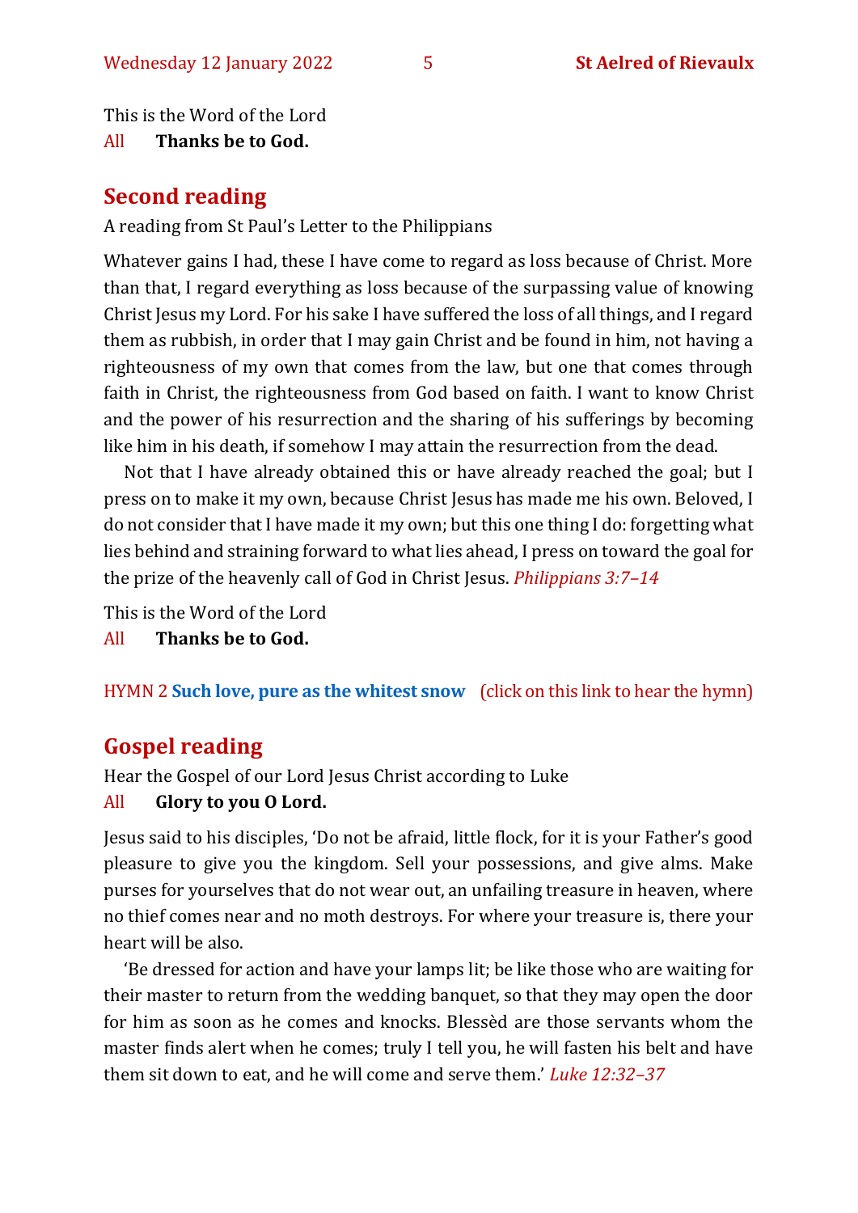This is the Word of the Lord
All **Thanks be to God.**

## Second reading

A reading from St Paul's Letter to the Philippians

Whatever gains I had, these I have come to regard as loss because of Christ. More than that, I regard everything as loss because of the surpassing value of knowing Christ Jesus my Lord. For his sake I have suffered the loss of all things, and I regard them as rubbish, in order that I may gain Christ and be found in him, not having a righteousness of my own that comes from the law, but one that comes through faith in Christ, the righteousness from God based on faith. I want to know Christ and the power of his resurrection and the sharing of his sufferings by becoming like him in his death, if somehow I may attain the resurrection from the dead.

Not that I have already obtained this or have already reached the goal; but I press on to make it my own, because Christ Jesus has made me his own. Beloved, I do not consider that I have made it my own; but this one thing I do: forgetting what lies behind and straining forward to what lies ahead, I press on toward the goal for the prize of the heavenly call of God in Christ Jesus. *Philippians 3:7–14*

This is the Word of the Lord
All **Thanks be to God.**

HYMN 2 **Such love, pure as the whitest snow** (click on this link to hear the hymn)

## Gospel reading

Hear the Gospel of our Lord Jesus Christ according to Luke
All **Glory to you O Lord.**

Jesus said to his disciples, 'Do not be afraid, little flock, for it is your Father's good pleasure to give you the kingdom. Sell your possessions, and give alms. Make purses for yourselves that do not wear out, an unfailing treasure in heaven, where no thief comes near and no moth destroys. For where your treasure is, there your heart will be also.

'Be dressed for action and have your lamps lit; be like those who are waiting for their master to return from the wedding banquet, so that they may open the door for him as soon as he comes and knocks. Blessèd are those servants whom the master finds alert when he comes; truly I tell you, he will fasten his belt and have them sit down to eat, and he will come and serve them.' *Luke 12:32–37*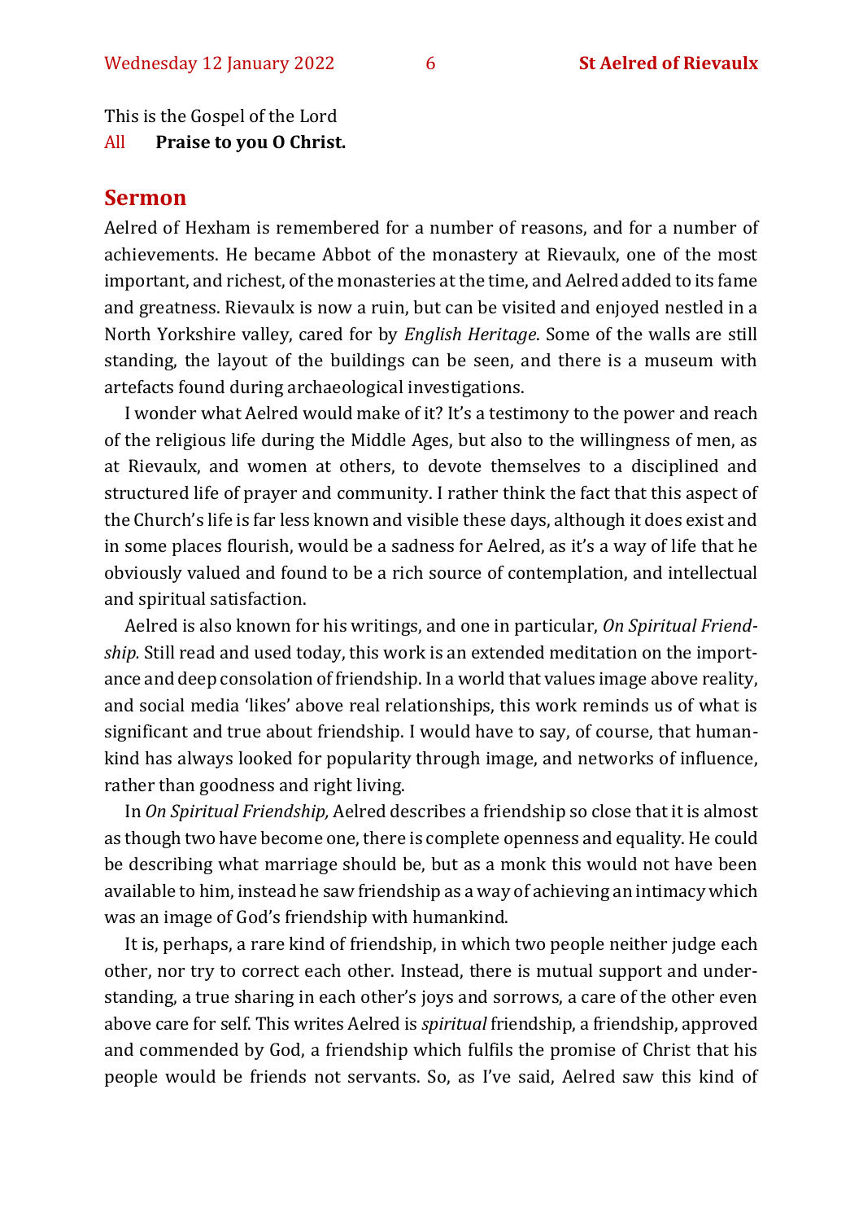This is the Gospel of the Lord

All **Praise to you O Christ.**

## Sermon

Aelred of Hexham is remembered for a number of reasons, and for a number of achievements. He became Abbot of the monastery at Rievaulx, one of the most important, and richest, of the monasteries at the time, and Aelred added to its fame and greatness. Rievaulx is now a ruin, but can be visited and enjoyed nestled in a North Yorkshire valley, cared for by *English Heritage*. Some of the walls are still standing, the layout of the buildings can be seen, and there is a museum with artefacts found during archaeological investigations.

I wonder what Aelred would make of it? It's a testimony to the power and reach of the religious life during the Middle Ages, but also to the willingness of men, as at Rievaulx, and women at others, to devote themselves to a disciplined and structured life of prayer and community. I rather think the fact that this aspect of the Church's life is far less known and visible these days, although it does exist and in some places flourish, would be a sadness for Aelred, as it's a way of life that he obviously valued and found to be a rich source of contemplation, and intellectual and spiritual satisfaction.

Aelred is also known for his writings, and one in particular, *On Spiritual Friendship.* Still read and used today, this work is an extended meditation on the importance and deep consolation of friendship. In a world that values image above reality, and social media 'likes' above real relationships, this work reminds us of what is significant and true about friendship. I would have to say, of course, that humankind has always looked for popularity through image, and networks of influence, rather than goodness and right living.

In *On Spiritual Friendship,* Aelred describes a friendship so close that it is almost as though two have become one, there is complete openness and equality. He could be describing what marriage should be, but as a monk this would not have been available to him, instead he saw friendship as a way of achieving an intimacy which was an image of God's friendship with humankind.

It is, perhaps, a rare kind of friendship, in which two people neither judge each other, nor try to correct each other. Instead, there is mutual support and understanding, a true sharing in each other's joys and sorrows, a care of the other even above care for self. This writes Aelred is *spiritual* friendship, a friendship, approved and commended by God, a friendship which fulfils the promise of Christ that his people would be friends not servants. So, as I've said, Aelred saw this kind of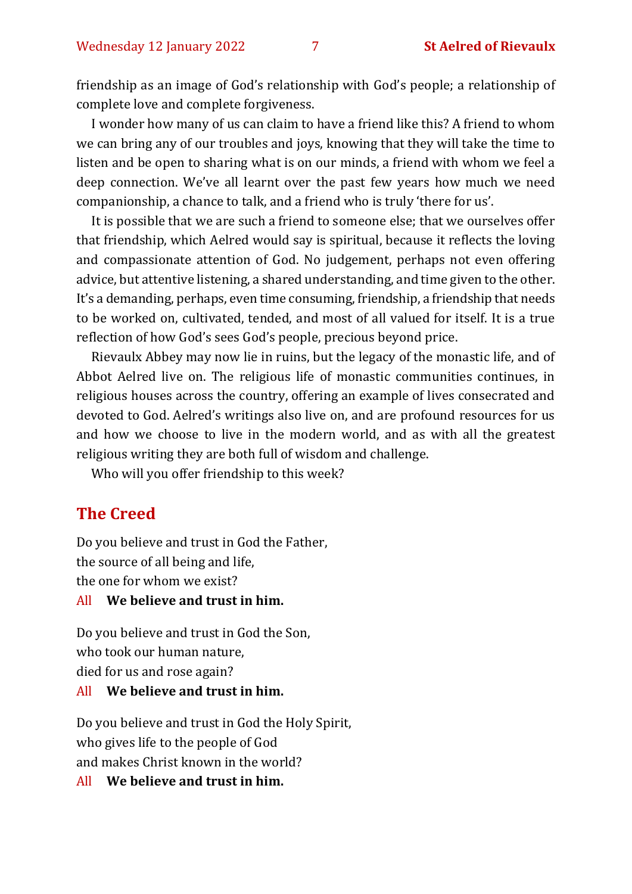friendship as an image of God's relationship with God's people; a relationship of complete love and complete forgiveness.

I wonder how many of us can claim to have a friend like this? A friend to whom we can bring any of our troubles and joys, knowing that they will take the time to listen and be open to sharing what is on our minds, a friend with whom we feel a deep connection. We've all learnt over the past few years how much we need companionship, a chance to talk, and a friend who is truly 'there for us'.

It is possible that we are such a friend to someone else; that we ourselves offer that friendship, which Aelred would say is spiritual, because it reflects the loving and compassionate attention of God. No judgement, perhaps not even offering advice, but attentive listening, a shared understanding, and time given to the other. It's a demanding, perhaps, even time consuming, friendship, a friendship that needs to be worked on, cultivated, tended, and most of all valued for itself. It is a true reflection of how God's sees God's people, precious beyond price.

Rievaulx Abbey may now lie in ruins, but the legacy of the monastic life, and of Abbot Aelred live on. The religious life of monastic communities continues, in religious houses across the country, offering an example of lives consecrated and devoted to God. Aelred's writings also live on, and are profound resources for us and how we choose to live in the modern world, and as with all the greatest religious writing they are both full of wisdom and challenge.

Who will you offer friendship to this week?

## The Creed

Do you believe and trust in God the Father,
the source of all being and life,
the one for whom we exist?

All **We believe and trust in him.**

Do you believe and trust in God the Son,
who took our human nature,
died for us and rose again?

All **We believe and trust in him.**

Do you believe and trust in God the Holy Spirit,
who gives life to the people of God
and makes Christ known in the world?

All **We believe and trust in him.**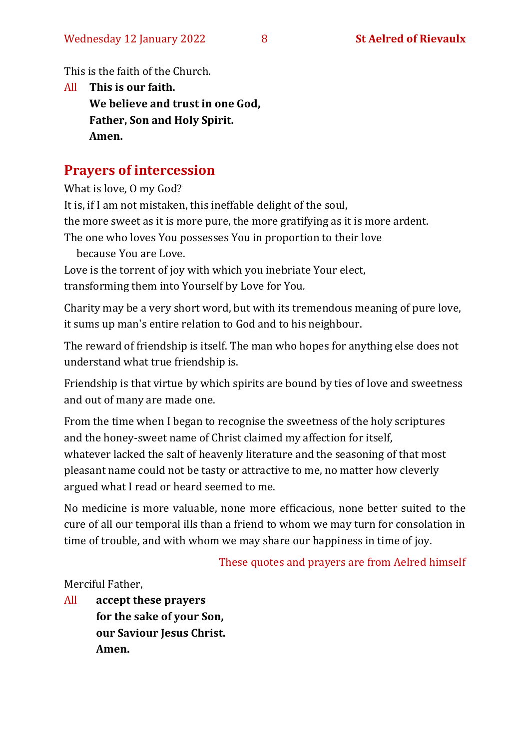This is the faith of the Church.

All **This is our faith.**
**We believe and trust in one God,**
**Father, Son and Holy Spirit.**
**Amen.**

## Prayers of intercession

What is love, O my God?
It is, if I am not mistaken, this ineffable delight of the soul,
the more sweet as it is more pure, the more gratifying as it is more ardent.
The one who loves You possesses You in proportion to their love
because You are Love.
Love is the torrent of joy with which you inebriate Your elect,
transforming them into Yourself by Love for You.

Charity may be a very short word, but with its tremendous meaning of pure love, it sums up man's entire relation to God and to his neighbour.

The reward of friendship is itself. The man who hopes for anything else does not understand what true friendship is.

Friendship is that virtue by which spirits are bound by ties of love and sweetness and out of many are made one.

From the time when I began to recognise the sweetness of the holy scriptures and the honey-sweet name of Christ claimed my affection for itself, whatever lacked the salt of heavenly literature and the seasoning of that most pleasant name could not be tasty or attractive to me, no matter how cleverly argued what I read or heard seemed to me.

No medicine is more valuable, none more efficacious, none better suited to the cure of all our temporal ills than a friend to whom we may turn for consolation in time of trouble, and with whom we may share our happiness in time of joy.

These quotes and prayers are from Aelred himself

Merciful Father,

All **accept these prayers**
**for the sake of your Son,**
**our Saviour Jesus Christ.**
**Amen.**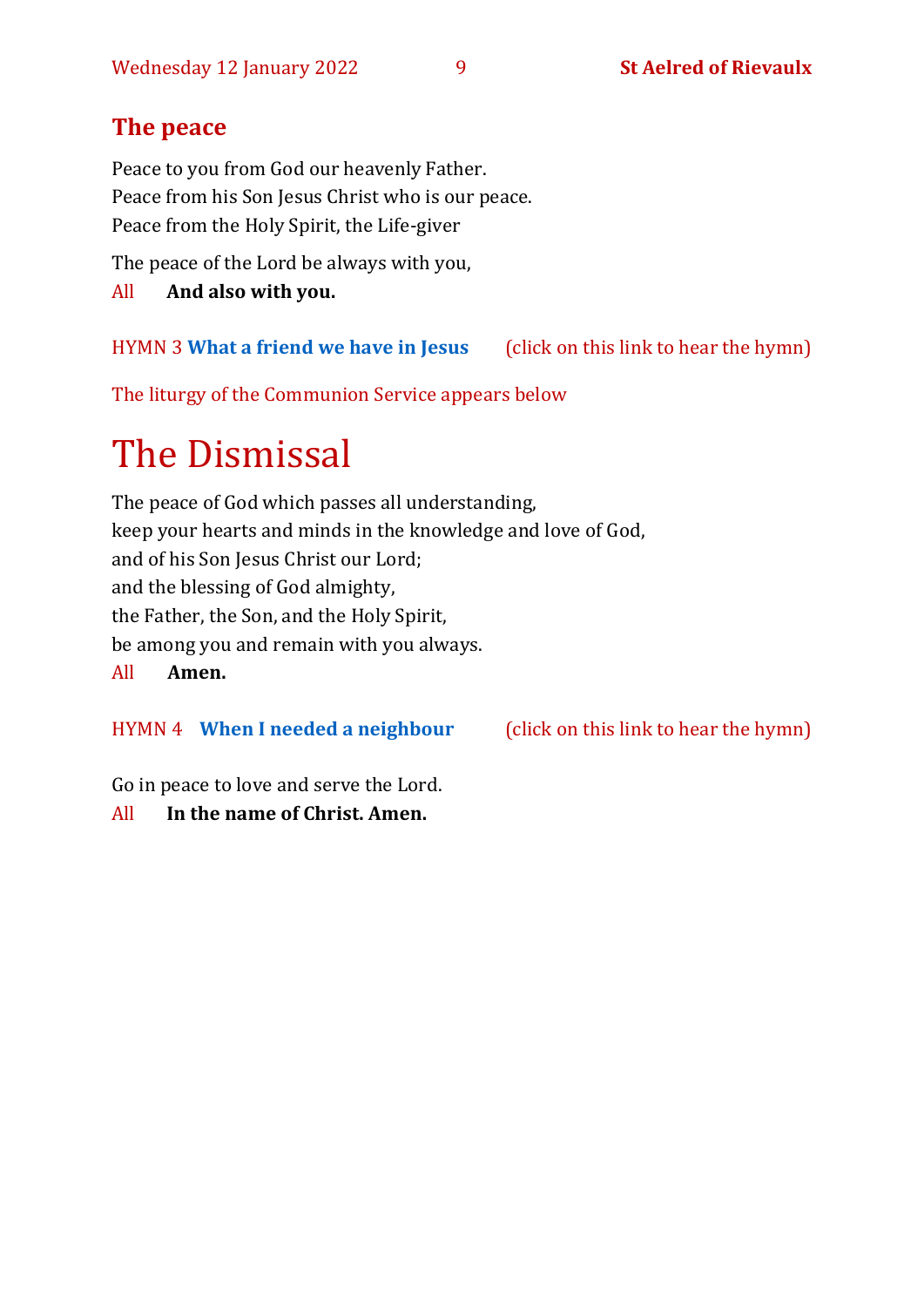## The peace

Peace to you from God our heavenly Father.
Peace from his Son Jesus Christ who is our peace.
Peace from the Holy Spirit, the Life-giver

The peace of the Lord be always with you,

All **And also with you.**

HYMN 3 **What a friend we have in Jesus** (click on this link to hear the hymn)

The liturgy of the Communion Service appears below

# The Dismissal

The peace of God which passes all understanding,
keep your hearts and minds in the knowledge and love of God,
and of his Son Jesus Christ our Lord;
and the blessing of God almighty,
the Father, the Son, and the Holy Spirit,
be among you and remain with you always.

All **Amen.**

HYMN 4 **When I needed a neighbour** (click on this link to hear the hymn)

Go in peace to love and serve the Lord.

All **In the name of Christ. Amen.**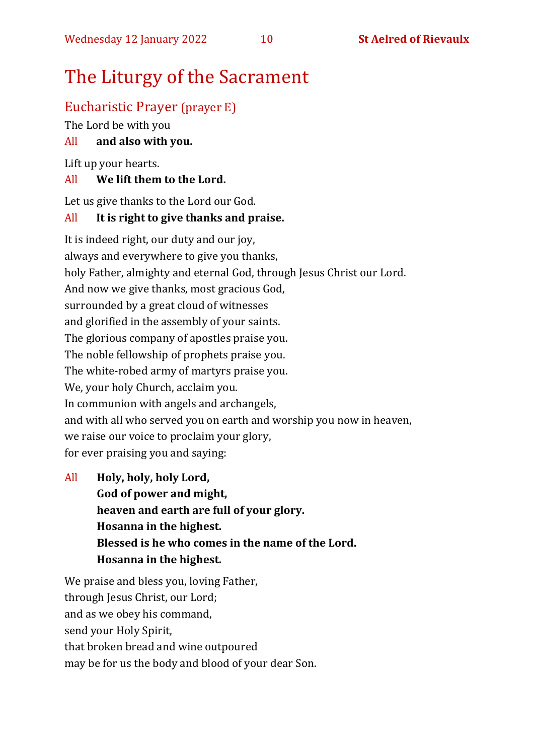# The Liturgy of the Sacrament

## Eucharistic Prayer (prayer E)

The Lord be with you

All **and also with you.**

Lift up your hearts.

All **We lift them to the Lord.**

Let us give thanks to the Lord our God.

All **It is right to give thanks and praise.**

It is indeed right, our duty and our joy,
always and everywhere to give you thanks,
holy Father, almighty and eternal God, through Jesus Christ our Lord.
And now we give thanks, most gracious God,
surrounded by a great cloud of witnesses
and glorified in the assembly of your saints.
The glorious company of apostles praise you.
The noble fellowship of prophets praise you.
The white-robed army of martyrs praise you.
We, your holy Church, acclaim you.
In communion with angels and archangels,
and with all who served you on earth and worship you now in heaven,
we raise our voice to proclaim your glory,
for ever praising you and saying:

All **Holy, holy, holy Lord,**
**God of power and might,**
**heaven and earth are full of your glory.**
**Hosanna in the highest.**
**Blessed is he who comes in the name of the Lord.**
**Hosanna in the highest.**

We praise and bless you, loving Father,
through Jesus Christ, our Lord;
and as we obey his command,
send your Holy Spirit,
that broken bread and wine outpoured
may be for us the body and blood of your dear Son.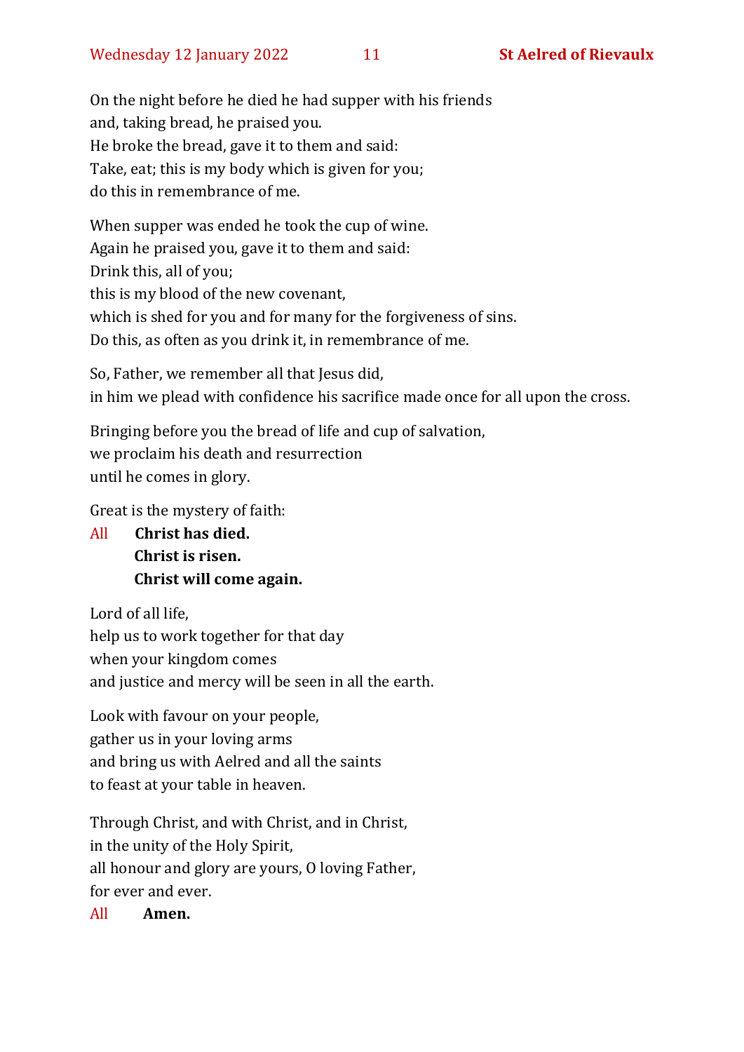On the night before he died he had supper with his friends
and, taking bread, he praised you.
He broke the bread, gave it to them and said:
Take, eat; this is my body which is given for you;
do this in remembrance of me.

When supper was ended he took the cup of wine.
Again he praised you, gave it to them and said:
Drink this, all of you;
this is my blood of the new covenant,
which is shed for you and for many for the forgiveness of sins.
Do this, as often as you drink it, in remembrance of me.

So, Father, we remember all that Jesus did,
in him we plead with confidence his sacrifice made once for all upon the cross.

Bringing before you the bread of life and cup of salvation,
we proclaim his death and resurrection
until he comes in glory.

Great is the mystery of faith:

All **Christ has died.**
**Christ is risen.**
**Christ will come again.**

Lord of all life,
help us to work together for that day
when your kingdom comes
and justice and mercy will be seen in all the earth.

Look with favour on your people,
gather us in your loving arms
and bring us with Aelred and all the saints
to feast at your table in heaven.

Through Christ, and with Christ, and in Christ,
in the unity of the Holy Spirit,
all honour and glory are yours, O loving Father,
for ever and ever.

All **Amen.**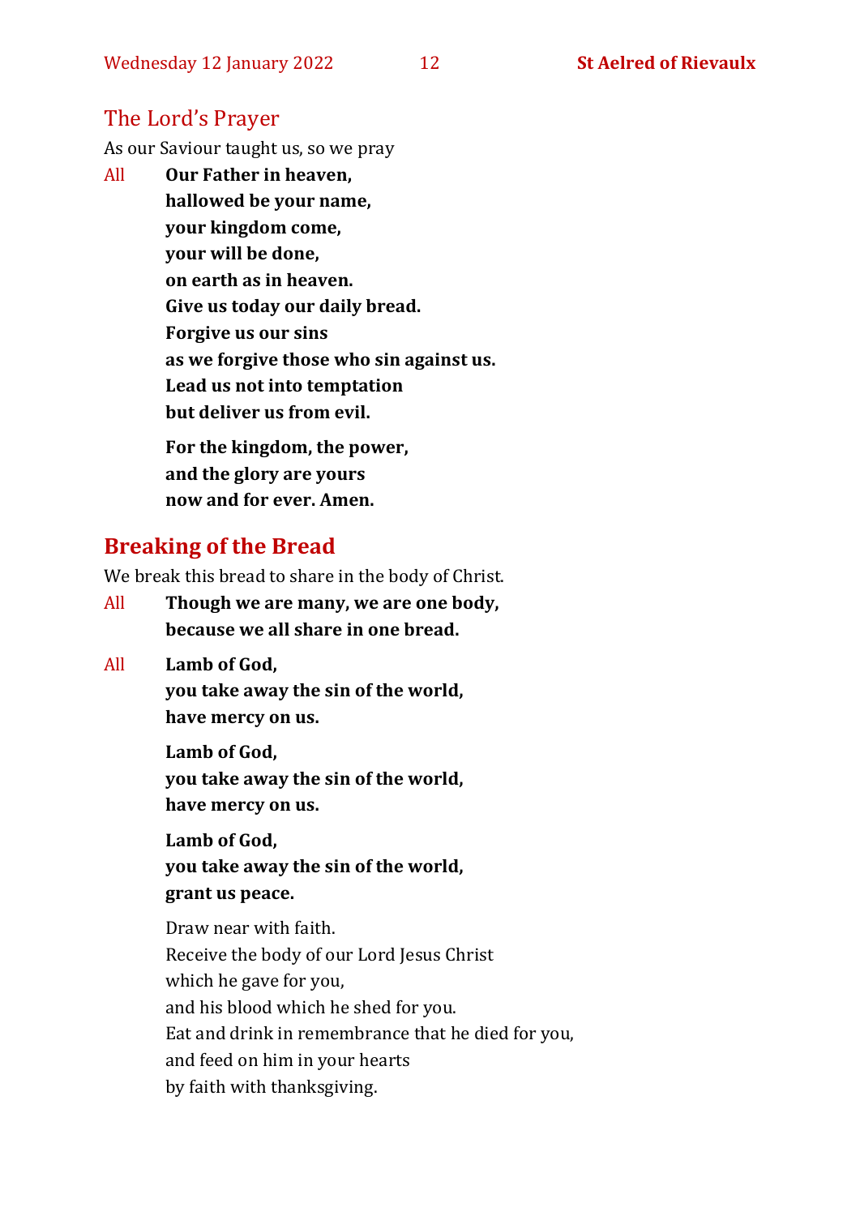## The Lord's Prayer

As our Saviour taught us, so we pray

All **Our Father in heaven,**
**hallowed be your name,**
**your kingdom come,**
**your will be done,**
**on earth as in heaven.**
**Give us today our daily bread.**
**Forgive us our sins**
**as we forgive those who sin against us.**
**Lead us not into temptation**
**but deliver us from evil.**

**For the kingdom, the power,**
**and the glory are yours**
**now and for ever. Amen.**

## Breaking of the Bread

We break this bread to share in the body of Christ.

All **Though we are many, we are one body,**
**because we all share in one bread.**

All **Lamb of God,**
**you take away the sin of the world,**
**have mercy on us.**

**Lamb of God,**
**you take away the sin of the world,**
**have mercy on us.**

**Lamb of God,**
**you take away the sin of the world,**
**grant us peace.**

Draw near with faith.
Receive the body of our Lord Jesus Christ
which he gave for you,
and his blood which he shed for you.
Eat and drink in remembrance that he died for you,
and feed on him in your hearts
by faith with thanksgiving.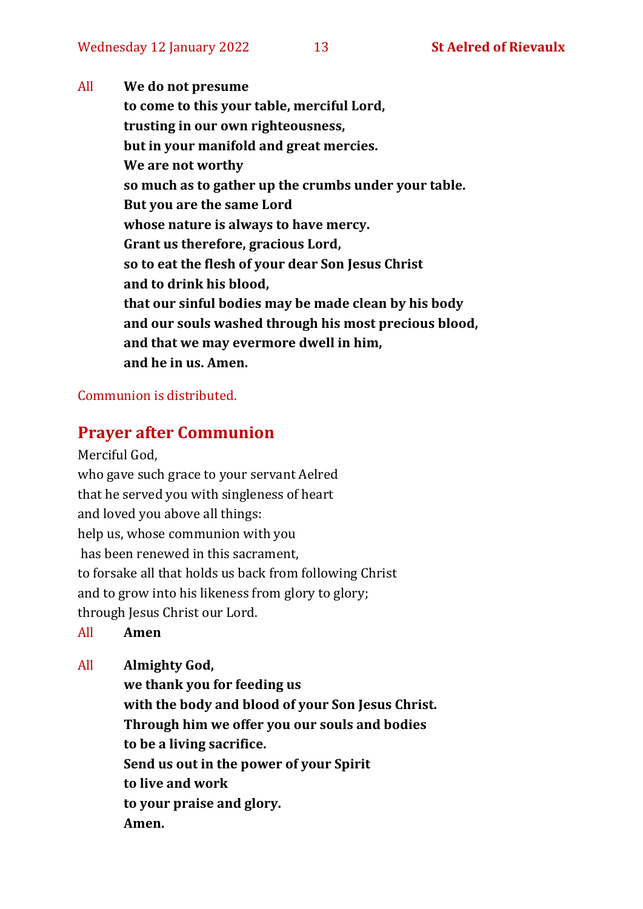All **We do not presume**
**to come to this your table, merciful Lord,**
**trusting in our own righteousness,**
**but in your manifold and great mercies.**
**We are not worthy**
**so much as to gather up the crumbs under your table.**
**But you are the same Lord**
**whose nature is always to have mercy.**
**Grant us therefore, gracious Lord,**
**so to eat the flesh of your dear Son Jesus Christ**
**and to drink his blood,**
**that our sinful bodies may be made clean by his body**
**and our souls washed through his most precious blood,**
**and that we may evermore dwell in him,**
**and he in us. Amen.**

Communion is distributed.

## Prayer after Communion

Merciful God,
who gave such grace to your servant Aelred
that he served you with singleness of heart
and loved you above all things:
help us, whose communion with you
has been renewed in this sacrament,
to forsake all that holds us back from following Christ
and to grow into his likeness from glory to glory;
through Jesus Christ our Lord.

All **Amen**

All **Almighty God,**
**we thank you for feeding us**
**with the body and blood of your Son Jesus Christ.**
**Through him we offer you our souls and bodies**
**to be a living sacrifice.**
**Send us out in the power of your Spirit**
**to live and work**
**to your praise and glory.**
**Amen.**